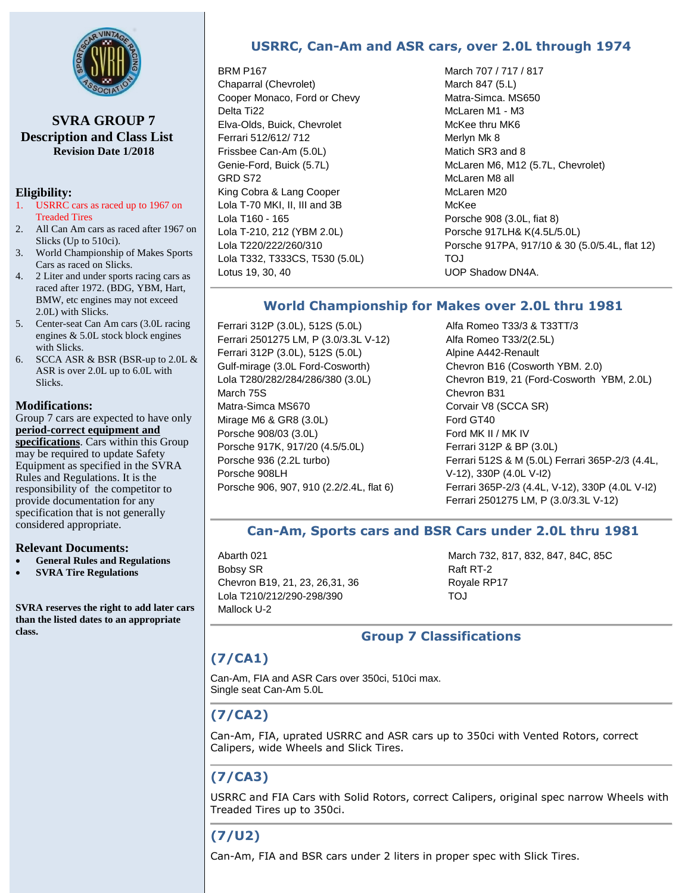# SVRA GROUP 7
## Description and Class List
**Revision Date 1/2018**

### Eligibility:

1. USRRC cars as raced up to 1967 on Treaded Tires
2. All Can Am cars as raced after 1967 on Slicks (Up to 510ci).
3. World Championship of Makes Sports Cars as raced on Slicks.
4. 2 Liter and under sports racing cars as raced after 1972. (BDG, YBM, Hart, BMW, etc engines may not exceed 2.0L) with Slicks.
5. Center-seat Can Am cars (3.0L racing engines & 5.0L stock block engines with Slicks.
6. SCCA ASR & BSR (BSR-up to 2.0L & ASR is over 2.0L up to 6.0L with Slicks.

### Modifications:

Group 7 cars are expected to have only **period-correct equipment and specifications**. Cars within this Group may be required to update Safety Equipment as specified in the SVRA Rules and Regulations. It is the responsibility of the competitor to provide documentation for any specification that is not generally considered appropriate.

### Relevant Documents:

- **General Rules and Regulations**
- **SVRA Tire Regulations**

**SVRA reserves the right to add later cars than the listed dates to an appropriate class.**

## USRRC, Can-Am and ASR cars, over 2.0L through 1974

BRM P167
Chaparral (Chevrolet)
Cooper Monaco, Ford or Chevy
Delta Ti22
Elva-Olds, Buick, Chevrolet
Ferrari 512/612/ 712
Frissbee Can-Am (5.0L)
Genie-Ford, Buick (5.7L)
GRD S72
King Cobra & Lang Cooper
Lola T-70 MKI, II, III and 3B
Lola T-210, 212 (YBM 2.0L)
Lola T220/222/260/310
Lola T332, T333CS, T530 (5.0L)
Lotus 19, 30, 40
March 707 / 717 / 817
March 847 (5.L)
Matra-Simca. MS650
McLaren M1 - M3
McKee thru MK6
Merlyn Mk 8
Matich SR3 and 8
McLaren M6, M12 (5.7L, Chevrolet)
McLaren M8 all
McLaren M20
McKee
Porsche 908 (3.0L, fiat 8)
Porsche 917LH& K(4.5L/5.0L)
Porsche 917PA, 917/10 & 30 (5.0/5.4L, flat 12)
TOJ
UOP Shadow DN4A.

## World Championship for Makes over 2.0L thru 1981

Ferrari 312P (3.0L), 512S (5.0L)
Ferrari 2501275 LM, P (3.0/3.3L V-12)
Ferrari 312P (3.0L), 512S (5.0L)
Gulf-mirage (3.0L Ford-Cosworth)
Lola T280/282/284/286/380 (3.0L)
March 75S
Matra-Simca MS670
Mirage M6 & GR8 (3.0L)
Porsche 908/03 (3.0L)
Porsche 917K, 917/20 (4.5/5.0L)
Porsche 936 (2.2L turbo)
Porsche 908LH
Porsche 906, 907, 910 (2.2/2.4L, flat 6)
Alfa Romeo T33/3 & T33TT/3
Alfa Romeo T33/2(2.5L)
Alpine A442-Renault
Chevron B16 (Cosworth YBM. 2.0)
Chevron B19, 21 (Ford-Cosworth YBM, 2.0L)
Chevron B31
Corvair V8 (SCCA SR)
Ford GT40
Ford MK II / MK IV
Ferrari 312P & BP (3.0L)
Ferrari 512S & M (5.0L) Ferrari 365P-2/3 (4.4L, V-12), 330P (4.0L V-I2)
Ferrari 365P-2/3 (4.4L, V-12), 330P (4.0L V-I2)
Ferrari 2501275 LM, P (3.0/3.3L V-12)

## Can-Am, Sports cars and BSR Cars under 2.0L thru 1981

Abarth 021
Bobsy SR
Chevron B19, 21, 23, 26,31, 36
Lola T210/212/290-298/390
Mallock U-2
March 732, 817, 832, 847, 84C, 85C
Raft RT-2
Royale RP17
TOJ

## Group 7 Classifications

### (7/CA1)

Can-Am, FIA and ASR Cars over 350ci, 510ci max.
Single seat Can-Am 5.0L

### (7/CA2)

Can-Am, FIA, uprated USRRC and ASR cars up to 350ci with Vented Rotors, correct Calipers, wide Wheels and Slick Tires.

### (7/CA3)

USRRC and FIA Cars with Solid Rotors, correct Calipers, original spec narrow Wheels with Treaded Tires up to 350ci.

### (7/U2)

Can-Am, FIA and BSR cars under 2 liters in proper spec with Slick Tires.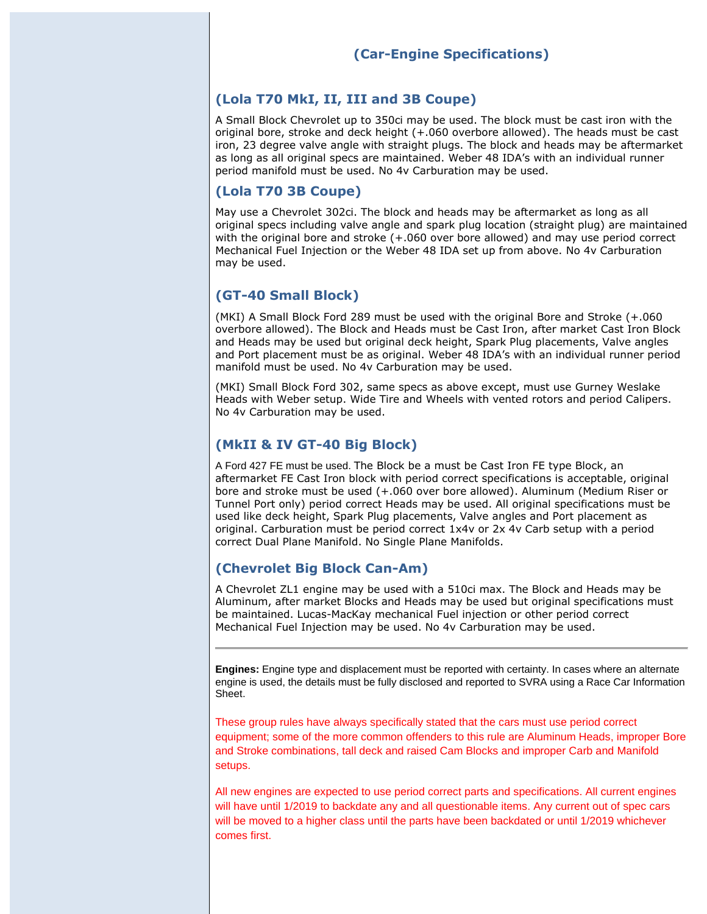## (Car-Engine Specifications)

### (Lola T70 MkI, II, III and 3B Coupe)

A Small Block Chevrolet up to 350ci may be used. The block must be cast iron with the original bore, stroke and deck height (+.060 overbore allowed). The heads must be cast iron, 23 degree valve angle with straight plugs. The block and heads may be aftermarket as long as all original specs are maintained. Weber 48 IDA's with an individual runner period manifold must be used. No 4v Carburation may be used.

### (Lola T70 3B Coupe)

May use a Chevrolet 302ci. The block and heads may be aftermarket as long as all original specs including valve angle and spark plug location (straight plug) are maintained with the original bore and stroke (+.060 over bore allowed) and may use period correct Mechanical Fuel Injection or the Weber 48 IDA set up from above. No 4v Carburation may be used.

### (GT-40 Small Block)

(MKI) A Small Block Ford 289 must be used with the original Bore and Stroke (+.060 overbore allowed). The Block and Heads must be Cast Iron, after market Cast Iron Block and Heads may be used but original deck height, Spark Plug placements, Valve angles and Port placement must be as original. Weber 48 IDA's with an individual runner period manifold must be used. No 4v Carburation may be used.

(MKI) Small Block Ford 302, same specs as above except, must use Gurney Weslake Heads with Weber setup. Wide Tire and Wheels with vented rotors and period Calipers. No 4v Carburation may be used.

### (MkII & IV GT-40 Big Block)

A Ford 427 FE must be used. The Block be a must be Cast Iron FE type Block, an aftermarket FE Cast Iron block with period correct specifications is acceptable, original bore and stroke must be used (+.060 over bore allowed). Aluminum (Medium Riser or Tunnel Port only) period correct Heads may be used. All original specifications must be used like deck height, Spark Plug placements, Valve angles and Port placement as original. Carburation must be period correct 1x4v or 2x 4v Carb setup with a period correct Dual Plane Manifold. No Single Plane Manifolds.

### (Chevrolet Big Block Can-Am)

A Chevrolet ZL1 engine may be used with a 510ci max. The Block and Heads may be Aluminum, after market Blocks and Heads may be used but original specifications must be maintained. Lucas-MacKay mechanical Fuel injection or other period correct Mechanical Fuel Injection may be used. No 4v Carburation may be used.

---

**Engines:** Engine type and displacement must be reported with certainty. In cases where an alternate engine is used, the details must be fully disclosed and reported to SVRA using a Race Car Information Sheet.

These group rules have always specifically stated that the cars must use period correct equipment; some of the more common offenders to this rule are Aluminum Heads, improper Bore and Stroke combinations, tall deck and raised Cam Blocks and improper Carb and Manifold setups.

All new engines are expected to use period correct parts and specifications. All current engines will have until 1/2019 to backdate any and all questionable items. Any current out of spec cars will be moved to a higher class until the parts have been backdated or until 1/2019 whichever comes first.